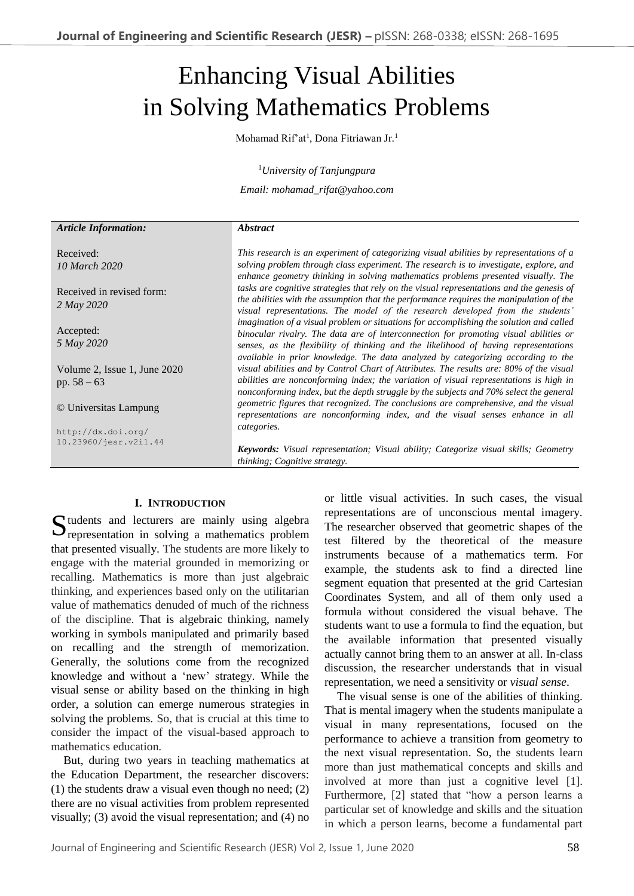# Enhancing Visual Abilities in Solving Mathematics Problems

Mohamad Rif'at[1], Dona Fitriawan Jr.[1]

[1]*University of Tanjungpura*

*Email: mohamad_rifat@yahoo.com*

| *Article Information:* | ***Abstract*** |
|---|---|
| Received: *10 March 2020*<br><br>Received in revised form: *2 May 2020*<br><br>Accepted: *5 May 2020*<br><br>Volume 2, Issue 1, June 2020<br>pp. 58 – 63<br><br>© Universitas Lampung<br><br>http://dx.doi.org/10.23960/jesr.v2i1.44 | *This research is an experiment of categorizing visual abilities by representations of a solving problem through class experiment. The research is to investigate, explore, and enhance geometry thinking in solving mathematics problems presented visually. The tasks are cognitive strategies that rely on the visual representations and the genesis of the abilities with the assumption that the performance requires the manipulation of the visual representations. The model of the research developed from the students' imagination of a visual problem or situations for accomplishing the solution and called binocular rivalry. The data are of interconnection for promoting visual abilities or senses, as the flexibility of thinking and the likelihood of having representations available in prior knowledge. The data analyzed by categorizing according to the visual abilities and by Control Chart of Attributes. The results are: 80% of the visual abilities are nonconforming index; the variation of visual representations is high in nonconforming index, but the depth struggle by the subjects and 70% select the general geometric figures that recognized. The conclusions are comprehensive, and the visual representations are nonconforming index, and the visual senses enhance in all categories.*<br><br>***Keywords:*** *Visual representation; Visual ability; Categorize visual skills; Geometry thinking; Cognitive strategy.* |

## I. Introduction

Students and lecturers are mainly using algebra representation in solving a mathematics problem that presented visually. The students are more likely to engage with the material grounded in memorizing or recalling. Mathematics is more than just algebraic thinking, and experiences based only on the utilitarian value of mathematics denuded of much of the richness of the discipline. That is algebraic thinking, namely working in symbols manipulated and primarily based on recalling and the strength of memorization. Generally, the solutions come from the recognized knowledge and without a 'new' strategy. While the visual sense or ability based on the thinking in high order, a solution can emerge numerous strategies in solving the problems. So, that is crucial at this time to consider the impact of the visual-based approach to mathematics education.

But, during two years in teaching mathematics at the Education Department, the researcher discovers: (1) the students draw a visual even though no need; (2) there are no visual activities from problem represented visually; (3) avoid the visual representation; and (4) no or little visual activities. In such cases, the visual representations are of unconscious mental imagery. The researcher observed that geometric shapes of the test filtered by the theoretical of the measure instruments because of a mathematics term. For example, the students ask to find a directed line segment equation that presented at the grid Cartesian Coordinates System, and all of them only used a formula without considered the visual behave. The students want to use a formula to find the equation, but the available information that presented visually actually cannot bring them to an answer at all. In-class discussion, the researcher understands that in visual representation, we need a sensitivity or *visual sense*.

The visual sense is one of the abilities of thinking. That is mental imagery when the students manipulate a visual in many representations, focused on the performance to achieve a transition from geometry to the next visual representation. So, the students learn more than just mathematical concepts and skills and involved at more than just a cognitive level [1]. Furthermore, [2] stated that "how a person learns a particular set of knowledge and skills and the situation in which a person learns, become a fundamental part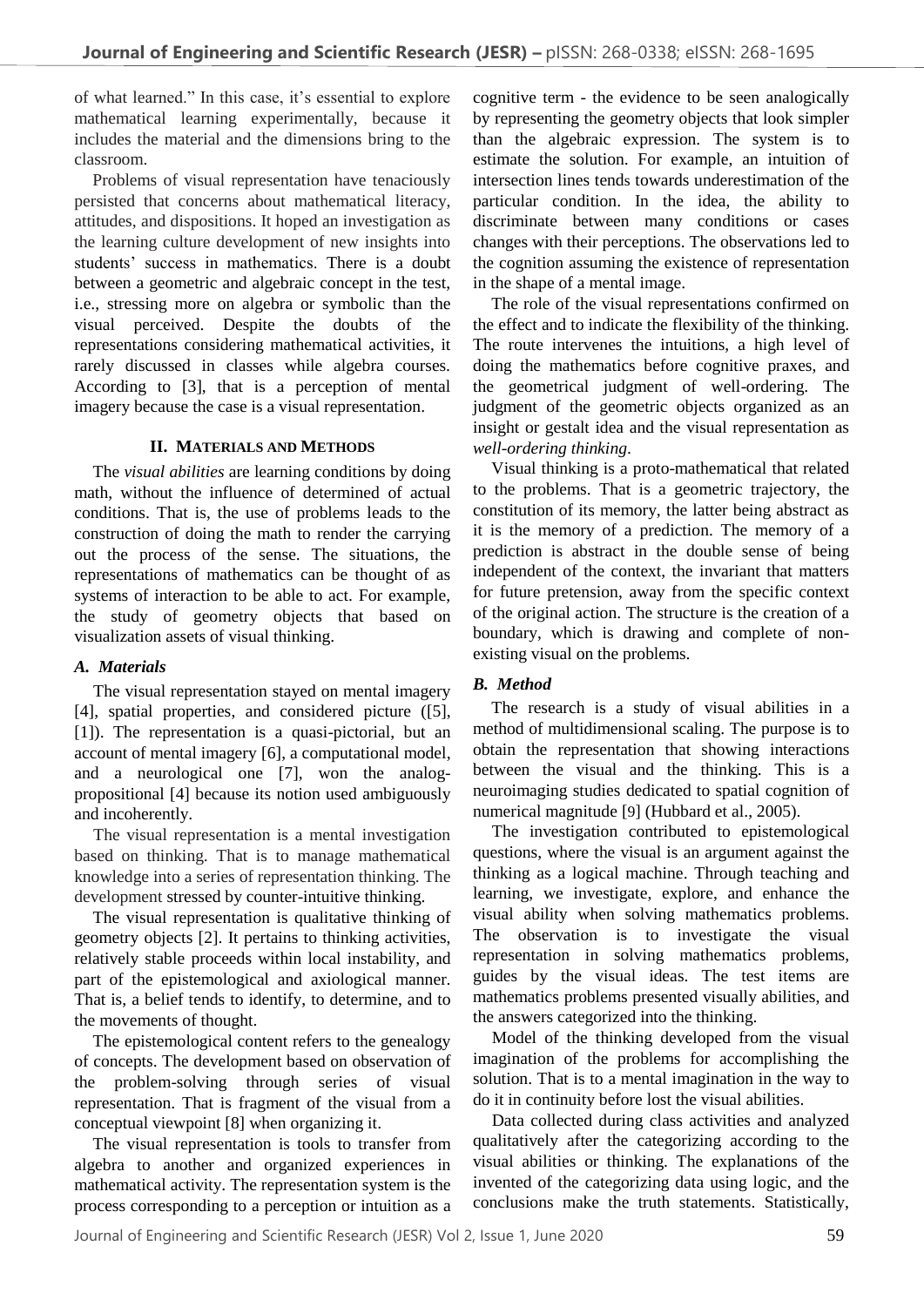of what learned." In this case, it's essential to explore mathematical learning experimentally, because it includes the material and the dimensions bring to the classroom.

Problems of visual representation have tenaciously persisted that concerns about mathematical literacy, attitudes, and dispositions. It hoped an investigation as the learning culture development of new insights into students' success in mathematics. There is a doubt between a geometric and algebraic concept in the test, i.e., stressing more on algebra or symbolic than the visual perceived. Despite the doubts of the representations considering mathematical activities, it rarely discussed in classes while algebra courses. According to [3], that is a perception of mental imagery because the case is a visual representation.

## II. Materials and Methods

The *visual abilities* are learning conditions by doing math, without the influence of determined of actual conditions. That is, the use of problems leads to the construction of doing the math to render the carrying out the process of the sense. The situations, the representations of mathematics can be thought of as systems of interaction to be able to act. For example, the study of geometry objects that based on visualization assets of visual thinking.

### *A. Materials*

The visual representation stayed on mental imagery [4], spatial properties, and considered picture ([5], [1]). The representation is a quasi-pictorial, but an account of mental imagery [6], a computational model, and a neurological one [7], won the analog-propositional [4] because its notion used ambiguously and incoherently.

The visual representation is a mental investigation based on thinking. That is to manage mathematical knowledge into a series of representation thinking. The development stressed by counter-intuitive thinking.

The visual representation is qualitative thinking of geometry objects [2]. It pertains to thinking activities, relatively stable proceeds within local instability, and part of the epistemological and axiological manner. That is, a belief tends to identify, to determine, and to the movements of thought.

The epistemological content refers to the genealogy of concepts. The development based on observation of the problem-solving through series of visual representation. That is fragment of the visual from a conceptual viewpoint [8] when organizing it.

The visual representation is tools to transfer from algebra to another and organized experiences in mathematical activity. The representation system is the process corresponding to a perception or intuition as a cognitive term - the evidence to be seen analogically by representing the geometry objects that look simpler than the algebraic expression. The system is to estimate the solution. For example, an intuition of intersection lines tends towards underestimation of the particular condition. In the idea, the ability to discriminate between many conditions or cases changes with their perceptions. The observations led to the cognition assuming the existence of representation in the shape of a mental image.

The role of the visual representations confirmed on the effect and to indicate the flexibility of the thinking. The route intervenes the intuitions, a high level of doing the mathematics before cognitive praxes, and the geometrical judgment of well-ordering. The judgment of the geometric objects organized as an insight or gestalt idea and the visual representation as *well-ordering thinking*.

Visual thinking is a proto-mathematical that related to the problems. That is a geometric trajectory, the constitution of its memory, the latter being abstract as it is the memory of a prediction. The memory of a prediction is abstract in the double sense of being independent of the context, the invariant that matters for future pretension, away from the specific context of the original action. The structure is the creation of a boundary, which is drawing and complete of non-existing visual on the problems.

### *B. Method*

The research is a study of visual abilities in a method of multidimensional scaling. The purpose is to obtain the representation that showing interactions between the visual and the thinking. This is a neuroimaging studies dedicated to spatial cognition of numerical magnitude [9] (Hubbard et al., 2005).

The investigation contributed to epistemological questions, where the visual is an argument against the thinking as a logical machine. Through teaching and learning, we investigate, explore, and enhance the visual ability when solving mathematics problems. The observation is to investigate the visual representation in solving mathematics problems, guides by the visual ideas. The test items are mathematics problems presented visually abilities, and the answers categorized into the thinking.

Model of the thinking developed from the visual imagination of the problems for accomplishing the solution. That is to a mental imagination in the way to do it in continuity before lost the visual abilities.

Data collected during class activities and analyzed qualitatively after the categorizing according to the visual abilities or thinking. The explanations of the invented of the categorizing data using logic, and the conclusions make the truth statements. Statistically,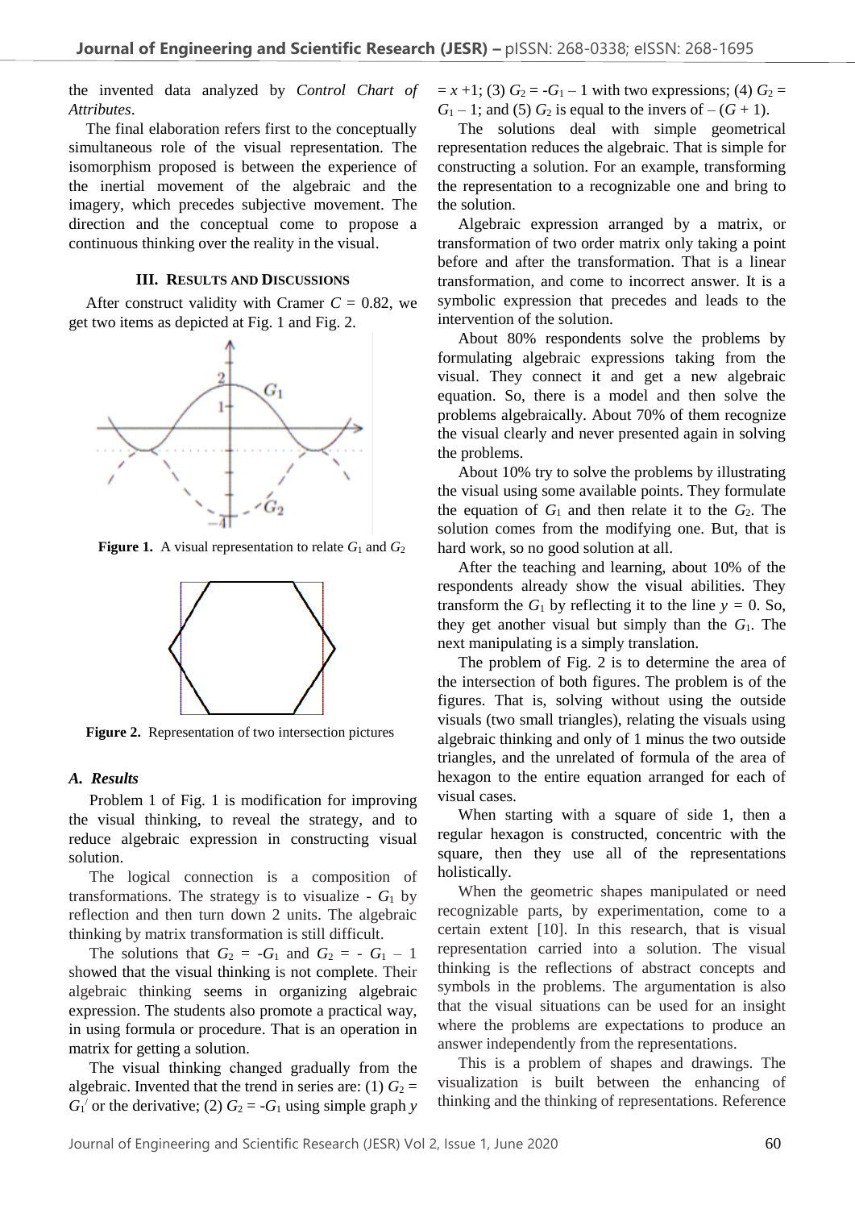the invented data analyzed by *Control Chart of Attributes*.

The final elaboration refers first to the conceptually simultaneous role of the visual representation. The isomorphism proposed is between the experience of the inertial movement of the algebraic and the imagery, which precedes subjective movement. The direction and the conceptual come to propose a continuous thinking over the reality in the visual.

## III. Results and Discussions

After construct validity with Cramer $C$ = 0.82, we get two items as depicted at Fig. 1 and Fig. 2.

**Figure 1.** A visual representation to relate $G_1$ and $G_2$

**Figure 2.** Representation of two intersection pictures

### A. Results

Problem 1 of Fig. 1 is modification for improving the visual thinking, to reveal the strategy, and to reduce algebraic expression in constructing visual solution.

The logical connection is a composition of transformations. The strategy is to visualize - $G_1$ by reflection and then turn down 2 units. The algebraic thinking by matrix transformation is still difficult.

The solutions that $G_2 = -G_1$ and $G_2 = -G_1 - 1$ showed that the visual thinking is not complete. Their algebraic thinking seems in organizing algebraic expression. The students also promote a practical way, in using formula or procedure. That is an operation in matrix for getting a solution.

The visual thinking changed gradually from the algebraic. Invented that the trend in series are: (1) $G_2 = G_1'$ or the derivative; (2) $G_2 = -G_1$ using simple graph $y = x + 1$; (3) $G_2 = -G_1 - 1$ with two expressions; (4) $G_2 = G_1 - 1$; and (5) $G_2$ is equal to the invers of $-(G + 1)$.

The solutions deal with simple geometrical representation reduces the algebraic. That is simple for constructing a solution. For an example, transforming the representation to a recognizable one and bring to the solution.

Algebraic expression arranged by a matrix, or transformation of two order matrix only taking a point before and after the transformation. That is a linear transformation, and come to incorrect answer. It is a symbolic expression that precedes and leads to the intervention of the solution.

About 80% respondents solve the problems by formulating algebraic expressions taking from the visual. They connect it and get a new algebraic equation. So, there is a model and then solve the problems algebraically. About 70% of them recognize the visual clearly and never presented again in solving the problems.

About 10% try to solve the problems by illustrating the visual using some available points. They formulate the equation of $G_1$ and then relate it to the $G_2$. The solution comes from the modifying one. But, that is hard work, so no good solution at all.

After the teaching and learning, about 10% of the respondents already show the visual abilities. They transform the $G_1$ by reflecting it to the line $y = 0$. So, they get another visual but simply than the $G_1$. The next manipulating is a simply translation.

The problem of Fig. 2 is to determine the area of the intersection of both figures. The problem is of the figures. That is, solving without using the outside visuals (two small triangles), relating the visuals using algebraic thinking and only of 1 minus the two outside triangles, and the unrelated of formula of the area of hexagon to the entire equation arranged for each of visual cases.

When starting with a square of side 1, then a regular hexagon is constructed, concentric with the square, then they use all of the representations holistically.

When the geometric shapes manipulated or need recognizable parts, by experimentation, come to a certain extent [10]. In this research, that is visual representation carried into a solution. The visual thinking is the reflections of abstract concepts and symbols in the problems. The argumentation is also that the visual situations can be used for an insight where the problems are expectations to produce an answer independently from the representations.

This is a problem of shapes and drawings. The visualization is built between the enhancing of thinking and the thinking of representations. Reference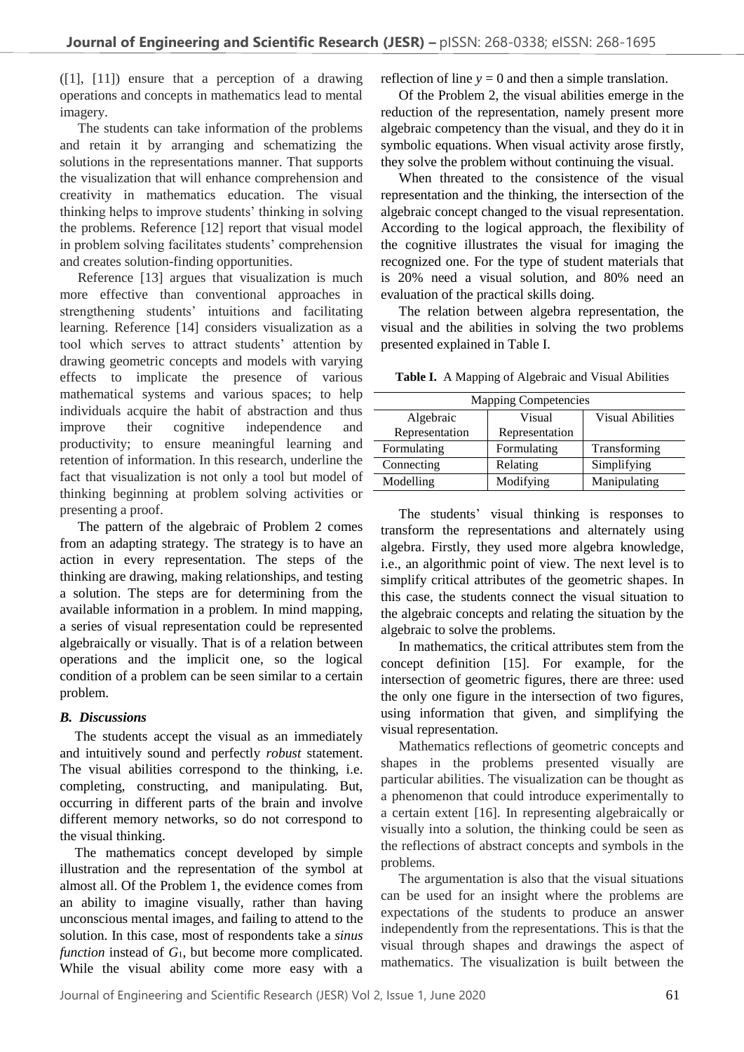([1], [11]) ensure that a perception of a drawing operations and concepts in mathematics lead to mental imagery.

The students can take information of the problems and retain it by arranging and schematizing the solutions in the representations manner. That supports the visualization that will enhance comprehension and creativity in mathematics education. The visual thinking helps to improve students' thinking in solving the problems. Reference [12] report that visual model in problem solving facilitates students' comprehension and creates solution-finding opportunities.

Reference [13] argues that visualization is much more effective than conventional approaches in strengthening students' intuitions and facilitating learning. Reference [14] considers visualization as a tool which serves to attract students' attention by drawing geometric concepts and models with varying effects to implicate the presence of various mathematical systems and various spaces; to help individuals acquire the habit of abstraction and thus improve their cognitive independence and productivity; to ensure meaningful learning and retention of information. In this research, underline the fact that visualization is not only a tool but model of thinking beginning at problem solving activities or presenting a proof.

The pattern of the algebraic of Problem 2 comes from an adapting strategy. The strategy is to have an action in every representation. The steps of the thinking are drawing, making relationships, and testing a solution. The steps are for determining from the available information in a problem. In mind mapping, a series of visual representation could be represented algebraically or visually. That is of a relation between operations and the implicit one, so the logical condition of a problem can be seen similar to a certain problem.

### *B. Discussions*

The students accept the visual as an immediately and intuitively sound and perfectly *robust* statement. The visual abilities correspond to the thinking, i.e. completing, constructing, and manipulating. But, occurring in different parts of the brain and involve different memory networks, so do not correspond to the visual thinking.

The mathematics concept developed by simple illustration and the representation of the symbol at almost all. Of the Problem 1, the evidence comes from an ability to imagine visually, rather than having unconscious mental images, and failing to attend to the solution. In this case, most of respondents take a *sinus function* instead of $G_1$, but become more complicated. While the visual ability come more easy with a reflection of line $y = 0$ and then a simple translation.

Of the Problem 2, the visual abilities emerge in the reduction of the representation, namely present more algebraic competency than the visual, and they do it in symbolic equations. When visual activity arose firstly, they solve the problem without continuing the visual.

When threated to the consistence of the visual representation and the thinking, the intersection of the algebraic concept changed to the visual representation. According to the logical approach, the flexibility of the cognitive illustrates the visual for imaging the recognized one. For the type of student materials that is 20% need a visual solution, and 80% need an evaluation of the practical skills doing.

The relation between algebra representation, the visual and the abilities in solving the two problems presented explained in Table I.

**Table I.** A Mapping of Algebraic and Visual Abilities

| Mapping Competencies | | |
|---|---|---|
| Algebraic Representation | Visual Representation | Visual Abilities |
| Formulating | Formulating | Transforming |
| Connecting | Relating | Simplifying |
| Modelling | Modifying | Manipulating |

The students' visual thinking is responses to transform the representations and alternately using algebra. Firstly, they used more algebra knowledge, i.e., an algorithmic point of view. The next level is to simplify critical attributes of the geometric shapes. In this case, the students connect the visual situation to the algebraic concepts and relating the situation by the algebraic to solve the problems.

In mathematics, the critical attributes stem from the concept definition [15]. For example, for the intersection of geometric figures, there are three: used the only one figure in the intersection of two figures, using information that given, and simplifying the visual representation.

Mathematics reflections of geometric concepts and shapes in the problems presented visually are particular abilities. The visualization can be thought as a phenomenon that could introduce experimentally to a certain extent [16]. In representing algebraically or visually into a solution, the thinking could be seen as the reflections of abstract concepts and symbols in the problems.

The argumentation is also that the visual situations can be used for an insight where the problems are expectations of the students to produce an answer independently from the representations. This is that the visual through shapes and drawings the aspect of mathematics. The visualization is built between the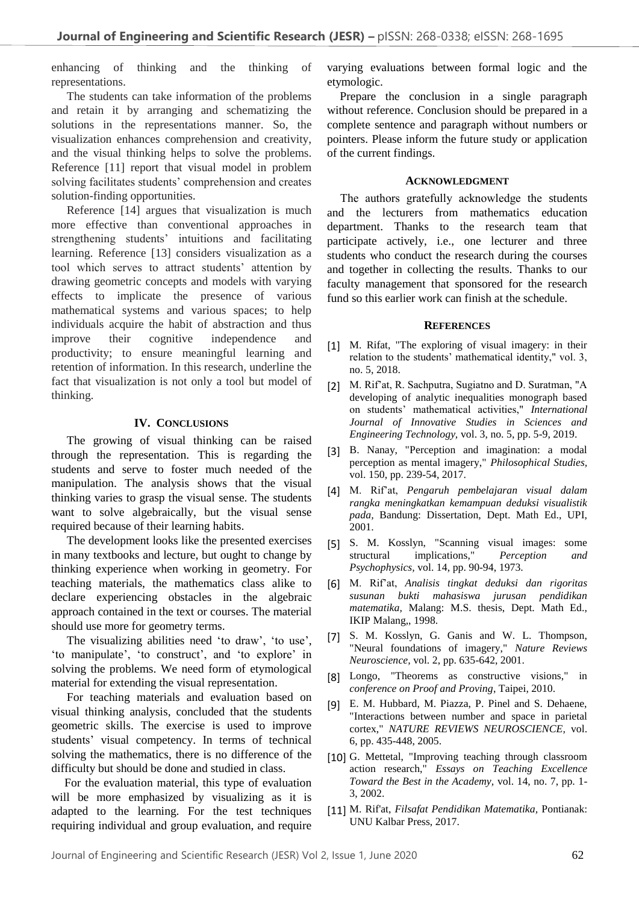enhancing of thinking and the thinking of representations.

The students can take information of the problems and retain it by arranging and schematizing the solutions in the representations manner. So, the visualization enhances comprehension and creativity, and the visual thinking helps to solve the problems. Reference [11] report that visual model in problem solving facilitates students' comprehension and creates solution-finding opportunities.

Reference [14] argues that visualization is much more effective than conventional approaches in strengthening students' intuitions and facilitating learning. Reference [13] considers visualization as a tool which serves to attract students' attention by drawing geometric concepts and models with varying effects to implicate the presence of various mathematical systems and various spaces; to help individuals acquire the habit of abstraction and thus improve their cognitive independence and productivity; to ensure meaningful learning and retention of information. In this research, underline the fact that visualization is not only a tool but model of thinking.

## IV. Conclusions

The growing of visual thinking can be raised through the representation. This is regarding the students and serve to foster much needed of the manipulation. The analysis shows that the visual thinking varies to grasp the visual sense. The students want to solve algebraically, but the visual sense required because of their learning habits.

The development looks like the presented exercises in many textbooks and lecture, but ought to change by thinking experience when working in geometry. For teaching materials, the mathematics class alike to declare experiencing obstacles in the algebraic approach contained in the text or courses. The material should use more for geometry terms.

The visualizing abilities need 'to draw', 'to use', 'to manipulate', 'to construct', and 'to explore' in solving the problems. We need form of etymological material for extending the visual representation.

For teaching materials and evaluation based on visual thinking analysis, concluded that the students geometric skills. The exercise is used to improve students' visual competency. In terms of technical solving the mathematics, there is no difference of the difficulty but should be done and studied in class.

For the evaluation material, this type of evaluation will be more emphasized by visualizing as it is adapted to the learning. For the test techniques requiring individual and group evaluation, and require varying evaluations between formal logic and the etymologic.

Prepare the conclusion in a single paragraph without reference. Conclusion should be prepared in a complete sentence and paragraph without numbers or pointers. Please inform the future study or application of the current findings.

## Acknowledgment

The authors gratefully acknowledge the students and the lecturers from mathematics education department. Thanks to the research team that participate actively, i.e., one lecturer and three students who conduct the research during the courses and together in collecting the results. Thanks to our faculty management that sponsored for the research fund so this earlier work can finish at the schedule.

## References

[1] M. Rifat, "The exploring of visual imagery: in their relation to the students' mathematical identity," vol. 3, no. 5, 2018.

[2] M. Rif'at, R. Sachputra, Sugiatno and D. Suratman, "A developing of analytic inequalities monograph based on students' mathematical activities," *International Journal of Innovative Studies in Sciences and Engineering Technology,* vol. 3, no. 5, pp. 5-9, 2019.

[3] B. Nanay, "Perception and imagination: a modal perception as mental imagery," *Philosophical Studies,* vol. 150, pp. 239-54, 2017.

[4] M. Rif'at, *Pengaruh pembelajaran visual dalam rangka meningkatkan kemampuan deduksi visualistik pada,* Bandung: Dissertation, Dept. Math Ed., UPI, 2001.

[5] S. M. Kosslyn, "Scanning visual images: some structural implications," *Perception and Psychophysics,* vol. 14, pp. 90-94, 1973.

[6] M. Rif'at, *Analisis tingkat deduksi dan rigoritas susunan bukti mahasiswa jurusan pendidikan matematika,* Malang: M.S. thesis, Dept. Math Ed., IKIP Malang,, 1998.

[7] S. M. Kosslyn, G. Ganis and W. L. Thompson, "Neural foundations of imagery," *Nature Reviews Neuroscience,* vol. 2, pp. 635-642, 2001.

[8] Longo, "Theorems as constructive visions," in *conference on Proof and Proving*, Taipei, 2010.

[9] E. M. Hubbard, M. Piazza, P. Pinel and S. Dehaene, "Interactions between number and space in parietal cortex," *NATURE REVIEWS NEUROSCIENCE,* vol. 6, pp. 435-448, 2005.

[10] G. Mettetal, "Improving teaching through classroom action research," *Essays on Teaching Excellence Toward the Best in the Academy,* vol. 14, no. 7, pp. 1-3, 2002.

[11] M. Rif'at, *Filsafat Pendidikan Matematika,* Pontianak: UNU Kalbar Press, 2017.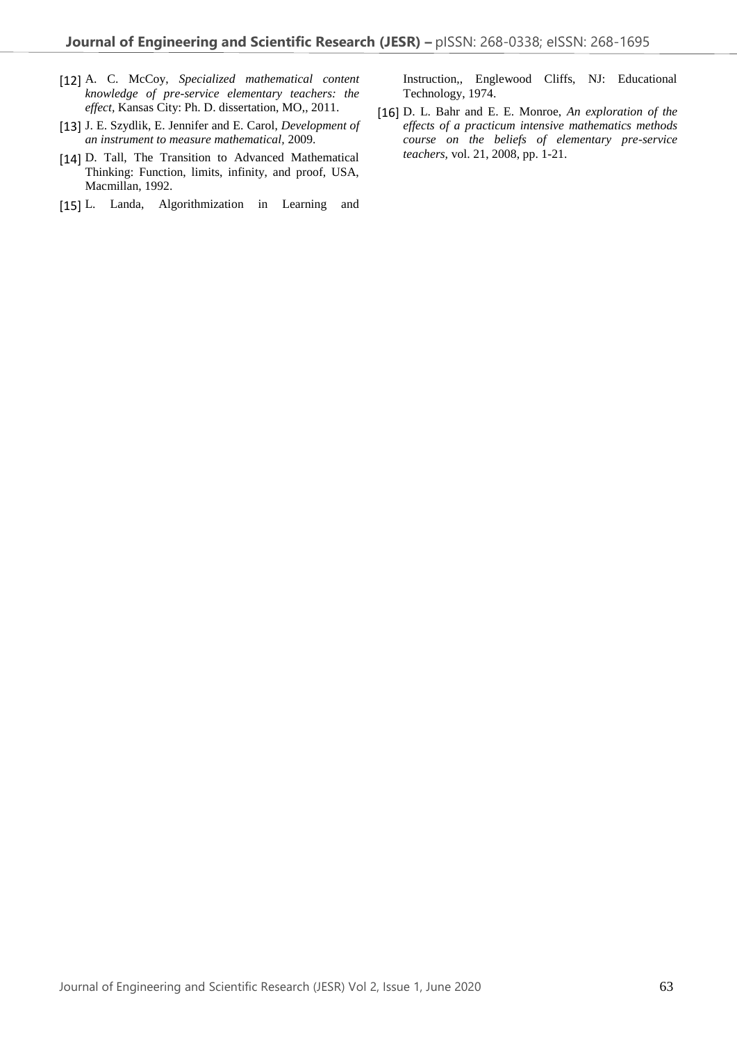[12] A. C. McCoy, *Specialized mathematical content knowledge of pre-service elementary teachers: the effect*, Kansas City: Ph. D. dissertation, MO,, 2011.

[13] J. E. Szydlik, E. Jennifer and E. Carol, *Development of an instrument to measure mathematical*, 2009.

[14] D. Tall, The Transition to Advanced Mathematical Thinking: Function, limits, infinity, and proof, USA, Macmillan, 1992.

[15] L. Landa, Algorithmization in Learning and Instruction,, Englewood Cliffs, NJ: Educational Technology, 1974.

[16] D. L. Bahr and E. E. Monroe, *An exploration of the effects of a practicum intensive mathematics methods course on the beliefs of elementary pre-service teachers*, vol. 21, 2008, pp. 1-21.